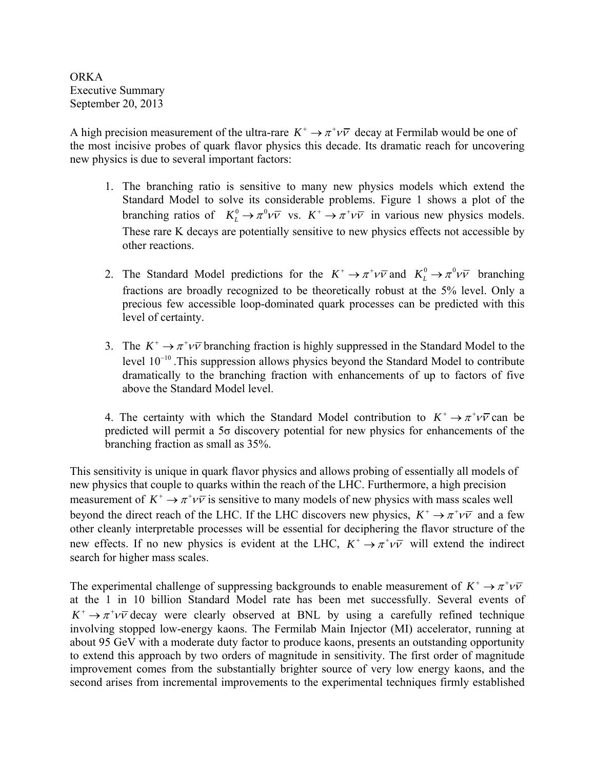ORKA
Executive Summary
September 20, 2013

A high precision measurement of the ultra-rare $K^+ \to \pi^+ \nu\bar{\nu}$ decay at Fermilab would be one of the most incisive probes of quark flavor physics this decade. Its dramatic reach for uncovering new physics is due to several important factors:

1. The branching ratio is sensitive to many new physics models which extend the Standard Model to solve its considerable problems. Figure 1 shows a plot of the branching ratios of $K_L^0 \to \pi^0 \nu\bar{\nu}$ vs. $K^+ \to \pi^+ \nu\bar{\nu}$ in various new physics models. These rare K decays are potentially sensitive to new physics effects not accessible by other reactions.

2. The Standard Model predictions for the $K^+ \to \pi^+ \nu\bar{\nu}$ and $K_L^0 \to \pi^0 \nu\bar{\nu}$ branching fractions are broadly recognized to be theoretically robust at the 5% level. Only a precious few accessible loop-dominated quark processes can be predicted with this level of certainty.

3. The $K^+ \to \pi^+ \nu\bar{\nu}$ branching fraction is highly suppressed in the Standard Model to the level $10^{-10}$. This suppression allows physics beyond the Standard Model to contribute dramatically to the branching fraction with enhancements of up to factors of five above the Standard Model level.

4. The certainty with which the Standard Model contribution to $K^+ \to \pi^+ \nu\bar{\nu}$ can be predicted will permit a 5σ discovery potential for new physics for enhancements of the branching fraction as small as 35%.

This sensitivity is unique in quark flavor physics and allows probing of essentially all models of new physics that couple to quarks within the reach of the LHC. Furthermore, a high precision measurement of $K^+ \to \pi^+ \nu\bar{\nu}$ is sensitive to many models of new physics with mass scales well beyond the direct reach of the LHC. If the LHC discovers new physics, $K^+ \to \pi^+ \nu\bar{\nu}$ and a few other cleanly interpretable processes will be essential for deciphering the flavor structure of the new effects. If no new physics is evident at the LHC, $K^+ \to \pi^+ \nu\bar{\nu}$ will extend the indirect search for higher mass scales.

The experimental challenge of suppressing backgrounds to enable measurement of $K^+ \to \pi^+ \nu\bar{\nu}$ at the 1 in 10 billion Standard Model rate has been met successfully. Several events of $K^+ \to \pi^+ \nu\bar{\nu}$ decay were clearly observed at BNL by using a carefully refined technique involving stopped low-energy kaons. The Fermilab Main Injector (MI) accelerator, running at about 95 GeV with a moderate duty factor to produce kaons, presents an outstanding opportunity to extend this approach by two orders of magnitude in sensitivity. The first order of magnitude improvement comes from the substantially brighter source of very low energy kaons, and the second arises from incremental improvements to the experimental techniques firmly established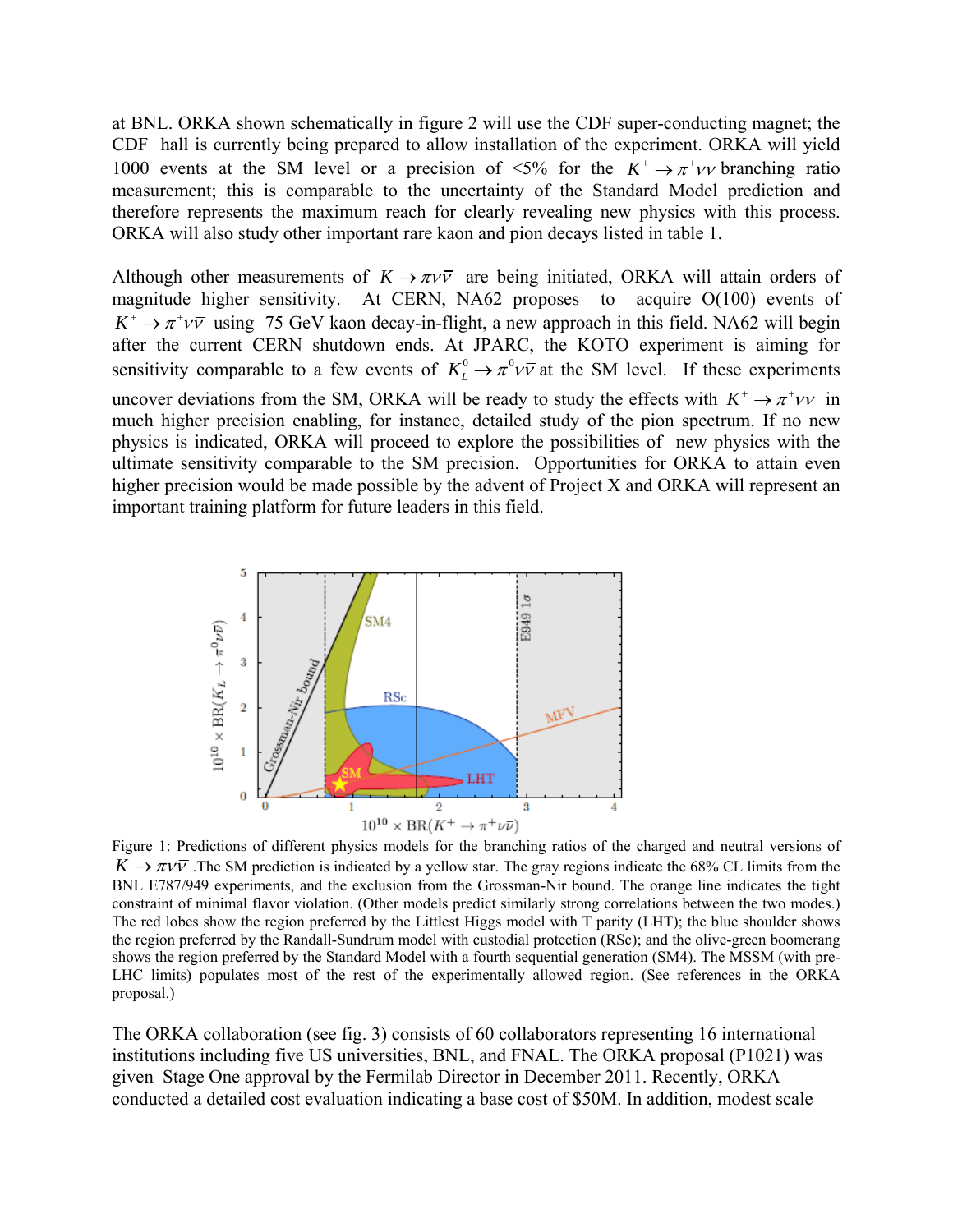at BNL. ORKA shown schematically in figure 2 will use the CDF super-conducting magnet; the CDF hall is currently being prepared to allow installation of the experiment. ORKA will yield 1000 events at the SM level or a precision of <5% for the $K^+ \rightarrow \pi^+ \nu\bar{\nu}$ branching ratio measurement; this is comparable to the uncertainty of the Standard Model prediction and therefore represents the maximum reach for clearly revealing new physics with this process. ORKA will also study other important rare kaon and pion decays listed in table 1.

Although other measurements of $K \rightarrow \pi \nu\bar{\nu}$ are being initiated, ORKA will attain orders of magnitude higher sensitivity. At CERN, NA62 proposes to acquire O(100) events of $K^+ \rightarrow \pi^+ \nu\bar{\nu}$ using 75 GeV kaon decay-in-flight, a new approach in this field. NA62 will begin after the current CERN shutdown ends. At JPARC, the KOTO experiment is aiming for sensitivity comparable to a few events of $K_L^0 \rightarrow \pi^0 \nu\bar{\nu}$ at the SM level. If these experiments uncover deviations from the SM, ORKA will be ready to study the effects with $K^+ \rightarrow \pi^+ \nu\bar{\nu}$ in much higher precision enabling, for instance, detailed study of the pion spectrum. If no new physics is indicated, ORKA will proceed to explore the possibilities of new physics with the ultimate sensitivity comparable to the SM precision. Opportunities for ORKA to attain even higher precision would be made possible by the advent of Project X and ORKA will represent an important training platform for future leaders in this field.

Figure 1: Predictions of different physics models for the branching ratios of the charged and neutral versions of $K \rightarrow \pi \nu\bar{\nu}$ .The SM prediction is indicated by a yellow star. The gray regions indicate the 68% CL limits from the BNL E787/949 experiments, and the exclusion from the Grossman-Nir bound. The orange line indicates the tight constraint of minimal flavor violation. (Other models predict similarly strong correlations between the two modes.) The red lobes show the region preferred by the Littlest Higgs model with T parity (LHT); the blue shoulder shows the region preferred by the Randall-Sundrum model with custodial protection (RSc); and the olive-green boomerang shows the region preferred by the Standard Model with a fourth sequential generation (SM4). The MSSM (with pre-LHC limits) populates most of the rest of the experimentally allowed region. (See references in the ORKA proposal.)

The ORKA collaboration (see fig. 3) consists of 60 collaborators representing 16 international institutions including five US universities, BNL, and FNAL. The ORKA proposal (P1021) was given Stage One approval by the Fermilab Director in December 2011. Recently, ORKA conducted a detailed cost evaluation indicating a base cost of \$50M. In addition, modest scale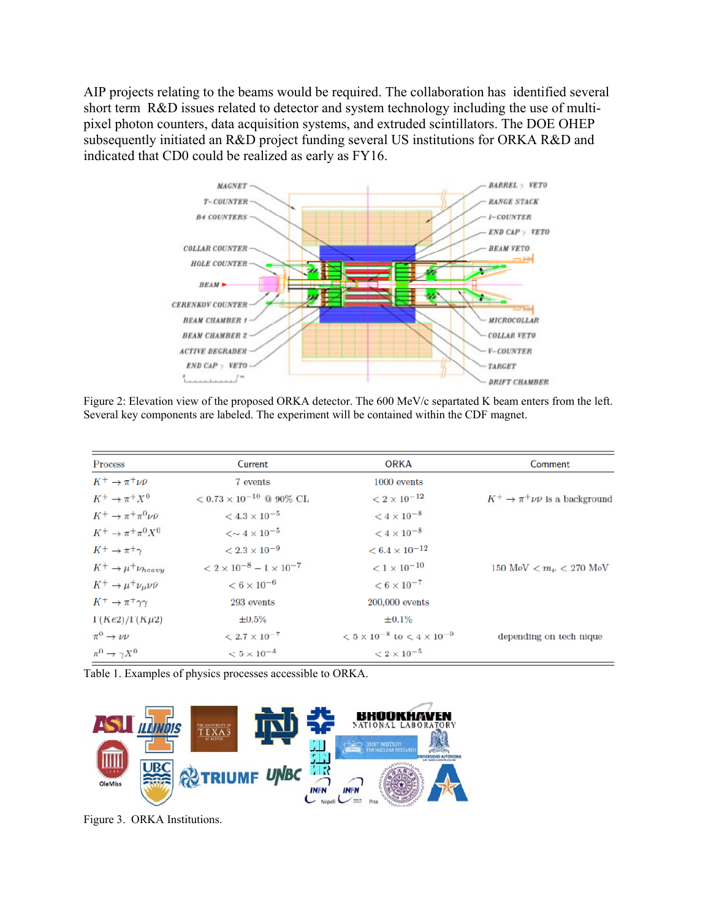AIP projects relating to the beams would be required. The collaboration has identified several short term R&D issues related to detector and system technology including the use of multi-pixel photon counters, data acquisition systems, and extruded scintillators. The DOE OHEP subsequently initiated an R&D project funding several US institutions for ORKA R&D and indicated that CD0 could be realized as early as FY16.

MAGNET
T-COUNTER
B4 COUNTERS
COLLAR COUNTER
HOLE COUNTER
BEAM
CERENKOV COUNTER
BEAM CHAMBER 1
BEAM CHAMBER 2
ACTIVE DEGRADER
END CAP γ VETO
BARREL γ VETO
RANGE STACK
I-COUNTER
END CAP γ VETO
BEAM VETO
MICROCOLLAR
COLLAR VETO
V-COUNTER
TARGET
DRIFT CHAMBER

Figure 2: Elevation view of the proposed ORKA detector. The 600 MeV/c separtated K beam enters from the left. Several key components are labeled. The experiment will be contained within the CDF magnet.

| Process | Current | ORKA | Comment |
|---|---|---|---|
| $K^+ \to \pi^+ \nu\bar{\nu}$ | 7 events | 1000 events | |
| $K^+ \to \pi^+ X^0$ | $< 0.73 \times 10^{-10}$ @ 90% CL | $< 2 \times 10^{-12}$ | $K^+ \to \pi^+ \nu\bar{\nu}$ is a background |
| $K^+ \to \pi^+ \pi^0 \nu\bar{\nu}$ | $< 4.3 \times 10^{-5}$ | $< 4 \times 10^{-8}$ | |
| $K^+ \to \pi^+ \pi^0 X^0$ | $<\sim 4 \times 10^{-5}$ | $< 4 \times 10^{-8}$ | |
| $K^+ \to \pi^+ \gamma$ | $< 2.3 \times 10^{-9}$ | $< 6.4 \times 10^{-12}$ | |
| $K^+ \to \mu^+ \nu_{heavy}$ | $< 2 \times 10^{-8} - 1 \times 10^{-7}$ | $< 1 \times 10^{-10}$ | 150 MeV $< m_\nu <$ 270 MeV |
| $K^+ \to \mu^+ \nu_\mu \nu\bar{\nu}$ | $< 6 \times 10^{-6}$ | $< 6 \times 10^{-7}$ | |
| $K^+ \to \pi^+ \gamma\gamma$ | 293 events | 200,000 events | |
| $\Gamma(Ke2)/\Gamma(K\mu2)$ | ±0.5% | ±0.1% | |
| $\pi^0 \to \nu\bar{\nu}$ | $< 2.7 \times 10^{-7}$ | $< 5 \times 10^{-8}$ to $< 4 \times 10^{-9}$ | depending on technique |
| $\pi^0 \to \gamma X^0$ | $< 5 \times 10^{-4}$ | $< 2 \times 10^{-5}$ | |

Table 1. Examples of physics processes accessible to ORKA.

Figure 3. ORKA Institutions.